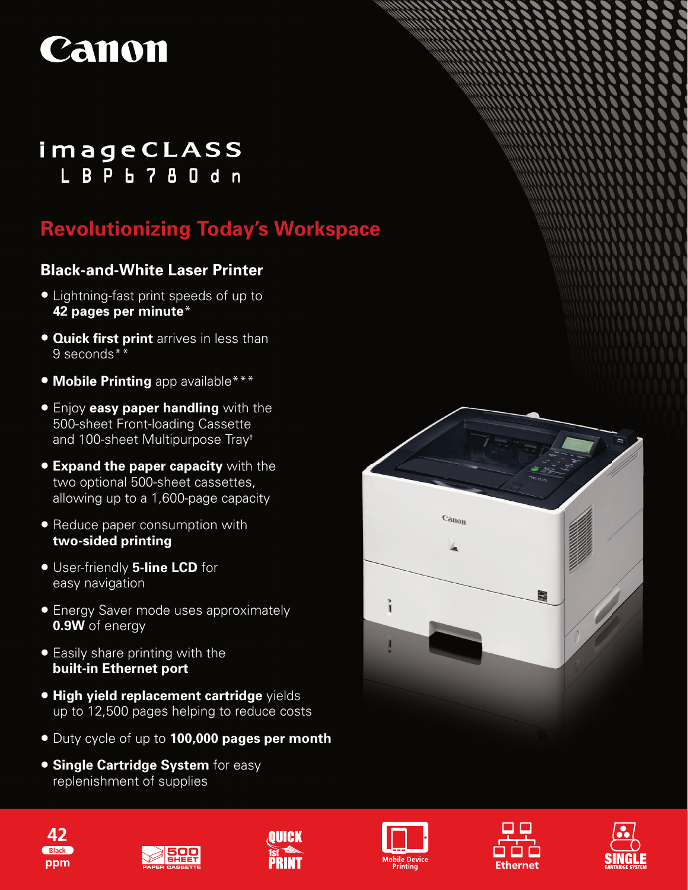Canon

# imageCLASS LBP6780dn

## Revolutionizing Today's Workspace

### Black-and-White Laser Printer

- Lightning-fast print speeds of up to **42 pages per minute***
- **Quick first print** arrives in less than 9 seconds**
- **Mobile Printing** app available***
- Enjoy **easy paper handling** with the 500-sheet Front-loading Cassette and 100-sheet Multipurpose Tray†
- **Expand the paper capacity** with the two optional 500-sheet cassettes, allowing up to a 1,600-page capacity
- Reduce paper consumption with **two-sided printing**
- User-friendly **5-line LCD** for easy navigation
- Energy Saver mode uses approximately **0.9W** of energy
- Easily share printing with the **built-in Ethernet port**
- **High yield replacement cartridge** yields up to 12,500 pages helping to reduce costs
- Duty cycle of up to **100,000 pages per month**
- **Single Cartridge System** for easy replenishment of supplies

42 Black ppm | 500 SHEET PAPER CASSETTE | QUICK 1st PRINT | Mobile Device Printing | Ethernet | SINGLE CARTRIDGE SYSTEM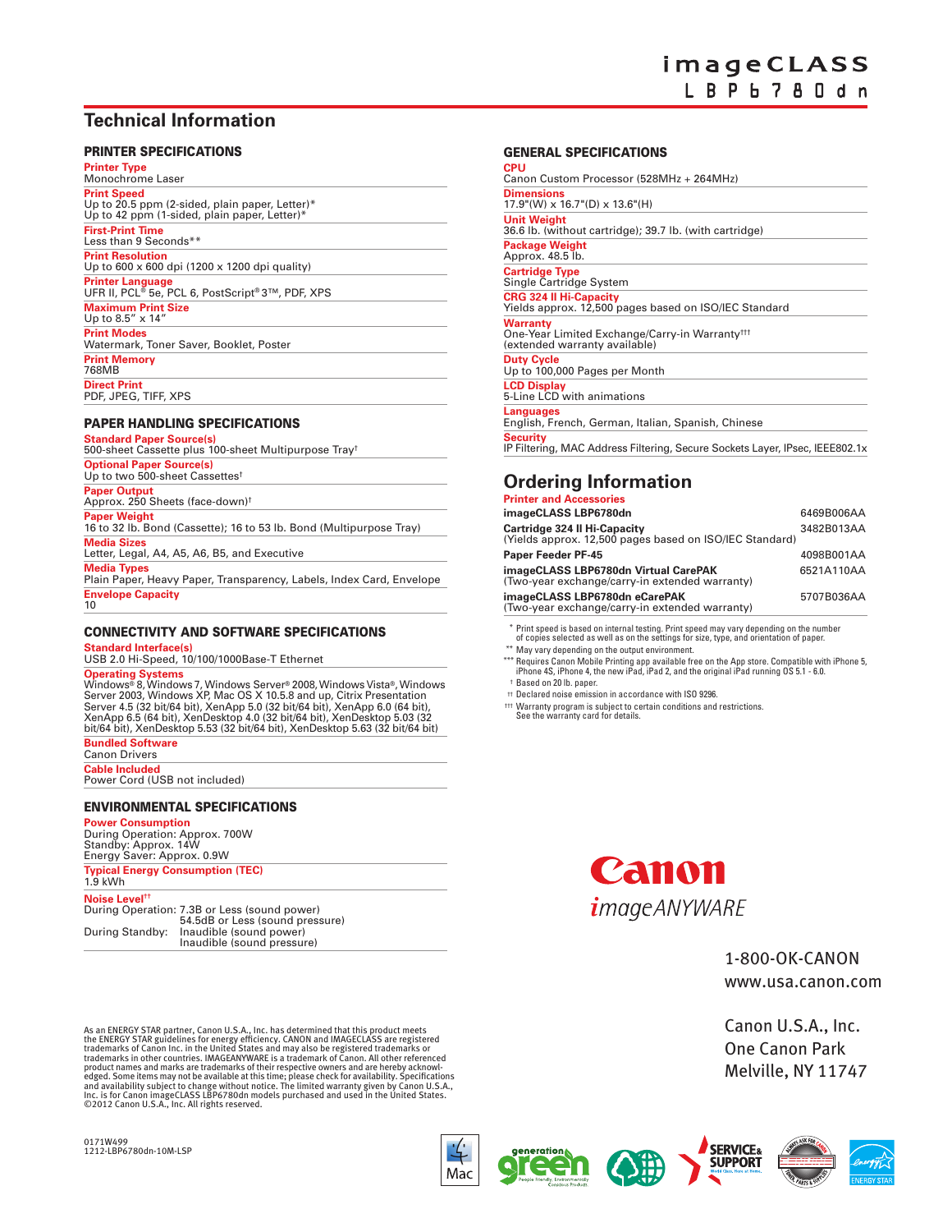# imageCLASS LBP6780dn

## Technical Information

### PRINTER SPECIFICATIONS

**Printer Type**
Monochrome Laser

**Print Speed**
Up to 20.5 ppm (2-sided, plain paper, Letter)*
Up to 42 ppm (1-sided, plain paper, Letter)*

**First-Print Time**
Less than 9 Seconds**

**Print Resolution**
Up to 600 x 600 dpi (1200 x 1200 dpi quality)

**Printer Language**
UFR II, PCL® 5e, PCL 6, PostScript® 3™, PDF, XPS

**Maximum Print Size**
Up to 8.5″ x 14″

**Print Modes**
Watermark, Toner Saver, Booklet, Poster

**Print Memory**
768MB

**Direct Print**
PDF, JPEG, TIFF, XPS

### PAPER HANDLING SPECIFICATIONS

**Standard Paper Source(s)**
500-sheet Cassette plus 100-sheet Multipurpose Tray†

**Optional Paper Source(s)**
Up to two 500-sheet Cassettes†

**Paper Output**
Approx. 250 Sheets (face-down)†

**Paper Weight**
16 to 32 lb. Bond (Cassette); 16 to 53 lb. Bond (Multipurpose Tray)

**Media Sizes**
Letter, Legal, A4, A5, A6, B5, and Executive

**Media Types**
Plain Paper, Heavy Paper, Transparency, Labels, Index Card, Envelope

**Envelope Capacity**
10

### CONNECTIVITY AND SOFTWARE SPECIFICATIONS

**Standard Interface(s)**
USB 2.0 Hi-Speed, 10/100/1000Base-T Ethernet

**Operating Systems**
Windows® 8, Windows 7, Windows Server® 2008, Windows Vista®, Windows Server 2003, Windows XP, Mac OS X 10.5.8 and up, Citrix Presentation Server 4.5 (32 bit/64 bit), XenApp 5.0 (32 bit/64 bit), XenApp 6.0 (64 bit), XenApp 6.5 (64 bit), XenDesktop 4.0 (32 bit/64 bit), XenDesktop 5.03 (32 bit/64 bit), XenDesktop 5.53 (32 bit/64 bit), XenDesktop 5.63 (32 bit/64 bit)

**Bundled Software**
Canon Drivers

**Cable Included**
Power Cord (USB not included)

### ENVIRONMENTAL SPECIFICATIONS

**Power Consumption**
During Operation: Approx. 700W
Standby: Approx. 14W
Energy Saver: Approx. 0.9W

**Typical Energy Consumption (TEC)**
1.9 kWh

**Noise Level††**
During Operation: 7.3B or Less (sound power)
54.5dB or Less (sound pressure)
During Standby: Inaudible (sound power)
Inaudible (sound pressure)

### GENERAL SPECIFICATIONS

**CPU**
Canon Custom Processor (528MHz + 264MHz)

**Dimensions**
17.9"(W) x 16.7"(D) x 13.6"(H)

**Unit Weight**
36.6 lb. (without cartridge); 39.7 lb. (with cartridge)

**Package Weight**
Approx. 48.5 lb.

**Cartridge Type**
Single Cartridge System

**CRG 324 II Hi-Capacity**
Yields approx. 12,500 pages based on ISO/IEC Standard

**Warranty**
One-Year Limited Exchange/Carry-in Warranty†††
(extended warranty available)

**Duty Cycle**
Up to 100,000 Pages per Month

**LCD Display**
5-Line LCD with animations

**Languages**
English, French, German, Italian, Spanish, Chinese

**Security**
IP Filtering, MAC Address Filtering, Secure Sockets Layer, IPsec, IEEE802.1x

## Ordering Information

**Printer and Accessories**

| | |
|---|---|
| **imageCLASS LBP6780dn** | 6469B006AA |
| **Cartridge 324 II Hi-Capacity** (Yields approx. 12,500 pages based on ISO/IEC Standard) | 3482B013AA |
| **Paper Feeder PF-45** | 4098B001AA |
| **imageCLASS LBP6780dn Virtual CarePAK** (Two-year exchange/carry-in extended warranty) | 6521A110AA |
| **imageCLASS LBP6780dn eCarePAK** (Two-year exchange/carry-in extended warranty) | 5707B036AA |

\* Print speed is based on internal testing. Print speed may vary depending on the number of copies selected as well as on the settings for size, type, and orientation of paper.
** May vary depending on the output environment.
*** Requires Canon Mobile Printing app available free on the App store. Compatible with iPhone 5, iPhone 4S, iPhone 4, the new iPad, iPad 2, and the original iPad running OS 5.1 - 6.0.
† Based on 20 lb. paper.
†† Declared noise emission in accordance with ISO 9296.
††† Warranty program is subject to certain conditions and restrictions. See the warranty card for details.

Canon imageANYWARE

1-800-OK-CANON
www.usa.canon.com

Canon U.S.A., Inc.
One Canon Park
Melville, NY 11747

As an ENERGY STAR partner, Canon U.S.A., Inc. has determined that this product meets the ENERGY STAR guidelines for energy efficiency. CANON and IMAGECLASS are registered trademarks of Canon Inc. in the United States and may also be registered trademarks or trademarks in other countries. IMAGEANYWARE is a trademark of Canon. All other referenced product names and marks are trademarks of their respective owners and are hereby acknowledged. Some items may not be available at this time; please check for availability. Specifications and availability subject to change without notice. The limited warranty given by Canon U.S.A., Inc. is for Canon imageCLASS LBP6780dn models purchased and used in the United States. ©2012 Canon U.S.A., Inc. All rights reserved.

0171W499
1212-LBP6780dn-10M-LSP